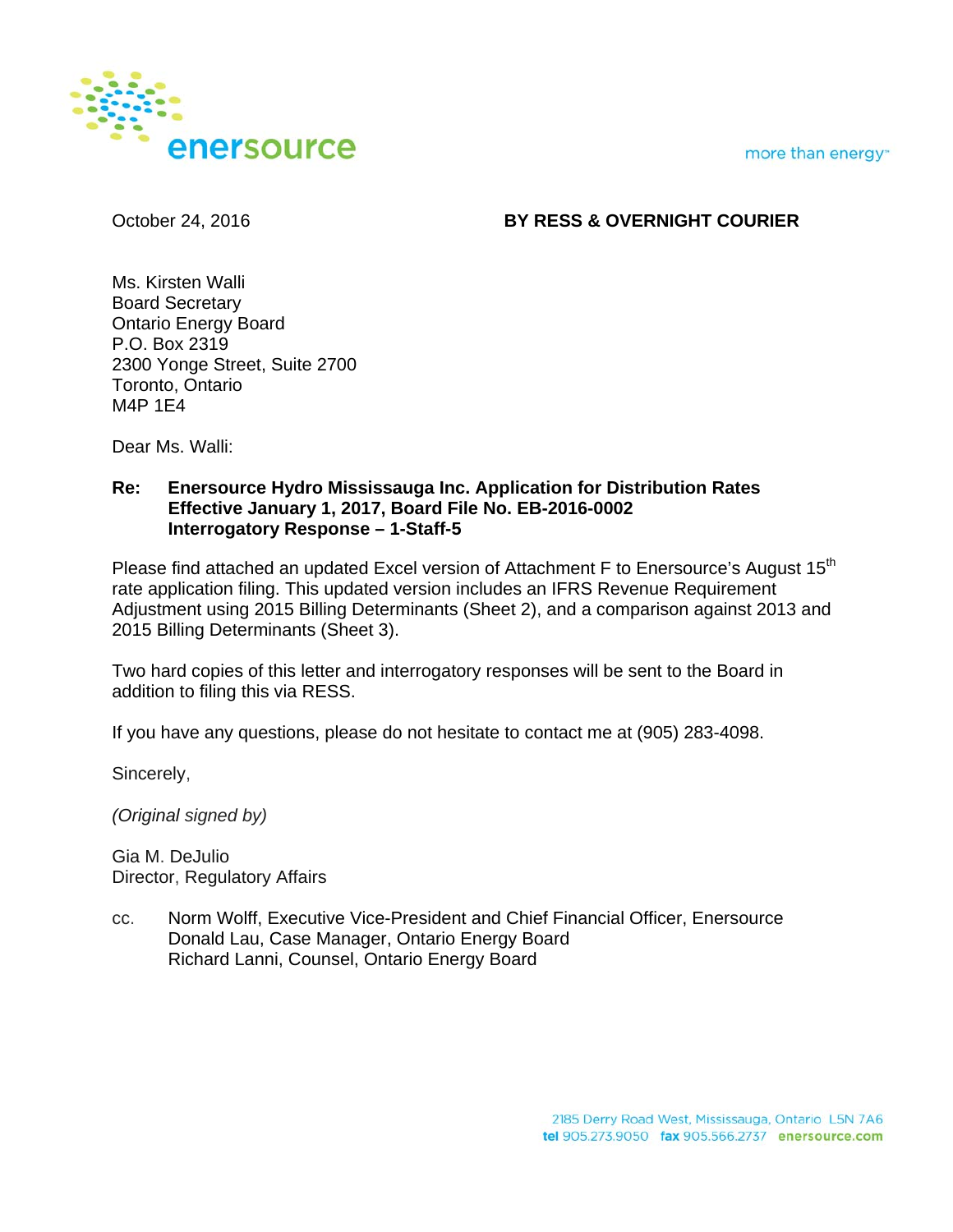enersource

more than energy™

October 24, 2016 **BY RESS & OVERNIGHT COURIER**

Ms. Kirsten Walli
Board Secretary
Ontario Energy Board
P.O. Box 2319
2300 Yonge Street, Suite 2700
Toronto, Ontario
M4P 1E4

Dear Ms. Walli:

**Re: Enersource Hydro Mississauga Inc. Application for Distribution Rates Effective January 1, 2017, Board File No. EB-2016-0002 Interrogatory Response – 1-Staff-5**

Please find attached an updated Excel version of Attachment F to Enersource's August 15th rate application filing. This updated version includes an IFRS Revenue Requirement Adjustment using 2015 Billing Determinants (Sheet 2), and a comparison against 2013 and 2015 Billing Determinants (Sheet 3).

Two hard copies of this letter and interrogatory responses will be sent to the Board in addition to filing this via RESS.

If you have any questions, please do not hesitate to contact me at (905) 283-4098.

Sincerely,

*(Original signed by)*

Gia M. DeJulio
Director, Regulatory Affairs

cc. Norm Wolff, Executive Vice-President and Chief Financial Officer, Enersource
Donald Lau, Case Manager, Ontario Energy Board
Richard Lanni, Counsel, Ontario Energy Board

2185 Derry Road West, Mississauga, Ontario L5N 7A6
**tel** 905.273.9050 **fax** 905.566.2737 **enersource.com**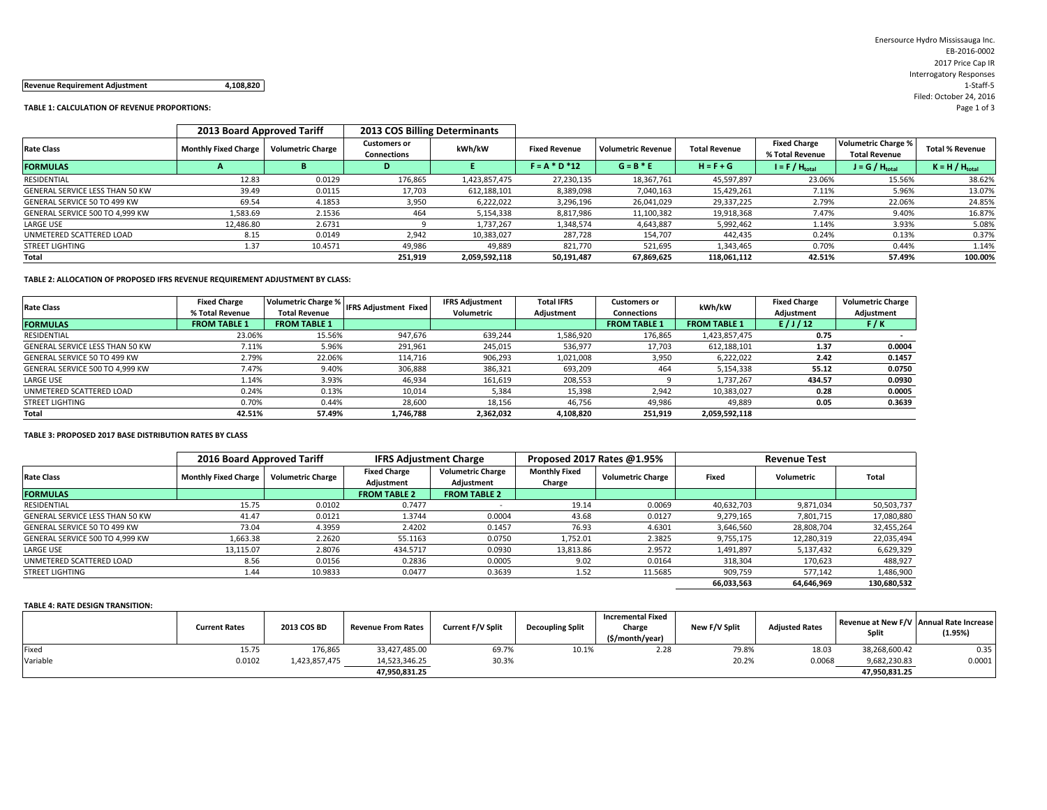**Revenue Requirement Adjustment** 4,108,820

**TABLE 1: CALCULATION OF REVENUE PROPORTIONS:**

| | 2013 Board Approved Tariff | | 2013 COS Billing Determinants | | | | | | | |
|---|---|---|---|---|---|---|---|---|---|---|
| Rate Class | Monthly Fixed Charge | Volumetric Charge | Customers or Connections | kWh/kW | Fixed Revenue | Volumetric Revenue | Total Revenue | Fixed Charge % Total Revenue | Volumetric Charge % Total Revenue | Total % Revenue |
| **FORMULAS** | **A** | **B** | **D** | **E** | **F = A * D *12** | **G = B * E** | **H = F + G** | **$I = F / H_{total}$** | **$J = G / H_{total}$** | **$K = H / H_{total}$** |
| RESIDENTIAL | 12.83 | 0.0129 | 176,865 | 1,423,857,475 | 27,230,135 | 18,367,761 | 45,597,897 | 23.06% | 15.56% | 38.62% |
| GENERAL SERVICE LESS THAN 50 KW | 39.49 | 0.0115 | 17,703 | 612,188,101 | 8,389,098 | 7,040,163 | 15,429,261 | 7.11% | 5.96% | 13.07% |
| GENERAL SERVICE 50 TO 499 KW | 69.54 | 4.1853 | 3,950 | 6,222,022 | 3,296,196 | 26,041,029 | 29,337,225 | 2.79% | 22.06% | 24.85% |
| GENERAL SERVICE 500 TO 4,999 KW | 1,583.69 | 2.1536 | 464 | 5,154,338 | 8,817,986 | 11,100,382 | 19,918,368 | 7.47% | 9.40% | 16.87% |
| LARGE USE | 12,486.80 | 2.6731 | 9 | 1,737,267 | 1,348,574 | 4,643,887 | 5,992,462 | 1.14% | 3.93% | 5.08% |
| UNMETERED SCATTERED LOAD | 8.15 | 0.0149 | 2,942 | 10,383,027 | 287,728 | 154,707 | 442,435 | 0.24% | 0.13% | 0.37% |
| STREET LIGHTING | 1.37 | 10.4571 | 49,986 | 49,889 | 821,770 | 521,695 | 1,343,465 | 0.70% | 0.44% | 1.14% |
| **Total** | | | **251,919** | **2,059,592,118** | **50,191,487** | **67,869,625** | **118,061,112** | **42.51%** | **57.49%** | **100.00%** |

**TABLE 2: ALLOCATION OF PROPOSED IFRS REVENUE REQUIREMENT ADJUSTMENT BY CLASS:**

| Rate Class | Fixed Charge % Total Revenue | Volumetric Charge % Total Revenue | IFRS Adjustment Fixed | IFRS Adjustment Volumetric | Total IFRS Adjustment | Customers or Connections | kWh/kW | Fixed Charge Adjustment | Volumetric Charge Adjustment |
|---|---|---|---|---|---|---|---|---|---|
| **FORMULAS** | **FROM TABLE 1** | **FROM TABLE 1** | | | | **FROM TABLE 1** | **FROM TABLE 1** | **E / J / 12** | **F / K** |
| RESIDENTIAL | 23.06% | 15.56% | 947,676 | 639,244 | 1,586,920 | 176,865 | 1,423,857,475 | **0.75** | **-** |
| GENERAL SERVICE LESS THAN 50 KW | 7.11% | 5.96% | 291,961 | 245,015 | 536,977 | 17,703 | 612,188,101 | **1.37** | **0.0004** |
| GENERAL SERVICE 50 TO 499 KW | 2.79% | 22.06% | 114,716 | 906,293 | 1,021,008 | 3,950 | 6,222,022 | **2.42** | **0.1457** |
| GENERAL SERVICE 500 TO 4,999 KW | 7.47% | 9.40% | 306,888 | 386,321 | 693,209 | 464 | 5,154,338 | **55.12** | **0.0750** |
| LARGE USE | 1.14% | 3.93% | 46,934 | 161,619 | 208,553 | 9 | 1,737,267 | **434.57** | **0.0930** |
| UNMETERED SCATTERED LOAD | 0.24% | 0.13% | 10,014 | 5,384 | 15,398 | 2,942 | 10,383,027 | **0.28** | **0.0005** |
| STREET LIGHTING | 0.70% | 0.44% | 28,600 | 18,156 | 46,756 | 49,986 | 49,889 | **0.05** | **0.3639** |
| **Total** | **42.51%** | **57.49%** | **1,746,788** | **2,362,032** | **4,108,820** | **251,919** | **2,059,592,118** | | |

**TABLE 3: PROPOSED 2017 BASE DISTRIBUTION RATES BY CLASS**

| | 2016 Board Approved Tariff | | IFRS Adjustment Charge | | Proposed 2017 Rates @1.95% | | Revenue Test | | |
|---|---|---|---|---|---|---|---|---|---|
| Rate Class | Monthly Fixed Charge | Volumetric Charge | Fixed Charge Adjustment | Volumetric Charge Adjustment | Monthly Fixed Charge | Volumetric Charge | Fixed | Volumetric | Total |
| **FORMULAS** | | | **FROM TABLE 2** | **FROM TABLE 2** | | | | | |
| RESIDENTIAL | 15.75 | 0.0102 | 0.7477 | - | 19.14 | 0.0069 | 40,632,703 | 9,871,034 | 50,503,737 |
| GENERAL SERVICE LESS THAN 50 KW | 41.47 | 0.0121 | 1.3744 | 0.0004 | 43.68 | 0.0127 | 9,279,165 | 7,801,715 | 17,080,880 |
| GENERAL SERVICE 50 TO 499 KW | 73.04 | 4.3959 | 2.4202 | 0.1457 | 76.93 | 4.6301 | 3,646,560 | 28,808,704 | 32,455,264 |
| GENERAL SERVICE 500 TO 4,999 KW | 1,663.38 | 2.2620 | 55.1163 | 0.0750 | 1,752.01 | 2.3825 | 9,755,175 | 12,280,319 | 22,035,494 |
| LARGE USE | 13,115.07 | 2.8076 | 434.5717 | 0.0930 | 13,813.86 | 2.9572 | 1,491,897 | 5,137,432 | 6,629,329 |
| UNMETERED SCATTERED LOAD | 8.56 | 0.0156 | 0.2836 | 0.0005 | 9.02 | 0.0164 | 318,304 | 170,623 | 488,927 |
| STREET LIGHTING | 1.44 | 10.9833 | 0.0477 | 0.3639 | 1.52 | 11.5685 | 909,759 | 577,142 | 1,486,900 |
| | | | | | | | **66,033,563** | **64,646,969** | **130,680,532** |

**TABLE 4: RATE DESIGN TRANSITION:**

| | Current Rates | 2013 COS BD | Revenue From Rates | Current F/V Split | Decoupling Split | Incremental Fixed Charge ($/month/year) | New F/V Split | Adjusted Rates | Revenue at New F/V Split | Annual Rate Increase (1.95%) |
|---|---|---|---|---|---|---|---|---|---|---|
| Fixed | 15.75 | 176,865 | 33,427,485.00 | 69.7% | 10.1% | 2.28 | 79.8% | 18.03 | 38,268,600.42 | 0.35 |
| Variable | 0.0102 | 1,423,857,475 | 14,523,346.25 | 30.3% | | | 20.2% | 0.0068 | 9,682,230.83 | 0.0001 |
| | | | **47,950,831.25** | | | | | | **47,950,831.25** | |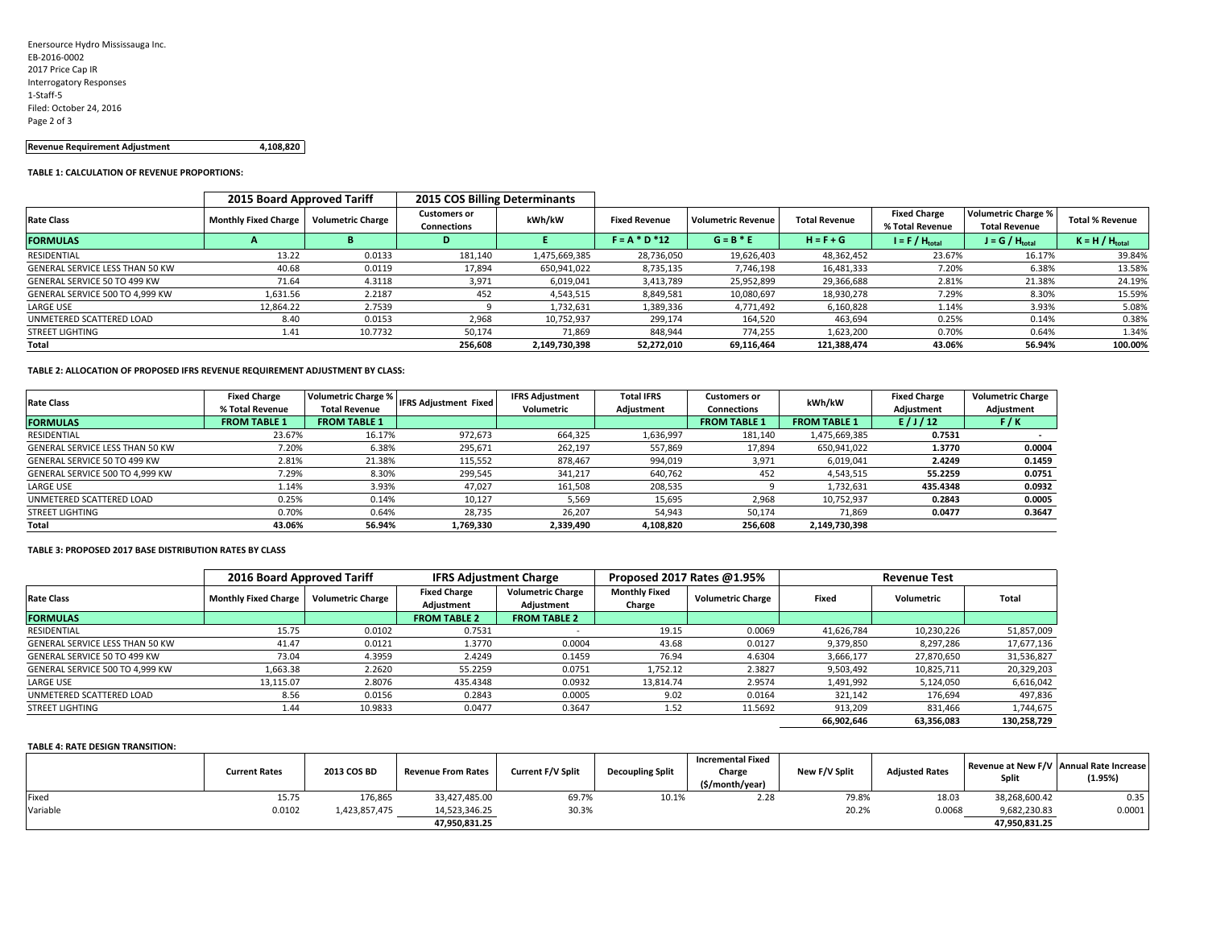Enersource Hydro Mississauga Inc.
EB-2016-0002
2017 Price Cap IR
Interrogatory Responses
1-Staff-5
Filed: October 24, 2016

| **Revenue Requirement Adjustment** | 4,108,820 |
|---|---|

**TABLE 1: CALCULATION OF REVENUE PROPORTIONS:**

| | 2015 Board Approved Tariff | | 2015 COS Billing Determinants | | | | | | | |
|---|---|---|---|---|---|---|---|---|---|---|
| Rate Class | Monthly Fixed Charge | Volumetric Charge | Customers or Connections | kWh/kW | Fixed Revenue | Volumetric Revenue | Total Revenue | Fixed Charge % Total Revenue | Volumetric Charge % Total Revenue | Total % Revenue |
| **FORMULAS** | A | B | D | E | F = A * D *12 | G = B * E | H = F + G | $I = F / H_{total}$ | $J = G / H_{total}$ | $K = H / H_{total}$ |
| RESIDENTIAL | 13.22 | 0.0133 | 181,140 | 1,475,669,385 | 28,736,050 | 19,626,403 | 48,362,452 | 23.67% | 16.17% | 39.84% |
| GENERAL SERVICE LESS THAN 50 KW | 40.68 | 0.0119 | 17,894 | 650,941,022 | 8,735,135 | 7,746,198 | 16,481,333 | 7.20% | 6.38% | 13.58% |
| GENERAL SERVICE 50 TO 499 KW | 71.64 | 4.3118 | 3,971 | 6,019,041 | 3,413,789 | 25,952,899 | 29,366,688 | 2.81% | 21.38% | 24.19% |
| GENERAL SERVICE 500 TO 4,999 KW | 1,631.56 | 2.2187 | 452 | 4,543,515 | 8,849,581 | 10,080,697 | 18,930,278 | 7.29% | 8.30% | 15.59% |
| LARGE USE | 12,864.22 | 2.7539 | 9 | 1,732,631 | 1,389,336 | 4,771,492 | 6,160,828 | 1.14% | 3.93% | 5.08% |
| UNMETERED SCATTERED LOAD | 8.40 | 0.0153 | 2,968 | 10,752,937 | 299,174 | 164,520 | 463,694 | 0.25% | 0.14% | 0.38% |
| STREET LIGHTING | 1.41 | 10.7732 | 50,174 | 71,869 | 848,944 | 774,255 | 1,623,200 | 0.70% | 0.64% | 1.34% |
| **Total** | | | **256,608** | **2,149,730,398** | **52,272,010** | **69,116,464** | **121,388,474** | **43.06%** | **56.94%** | **100.00%** |

**TABLE 2: ALLOCATION OF PROPOSED IFRS REVENUE REQUIREMENT ADJUSTMENT BY CLASS:**

| Rate Class | Fixed Charge % Total Revenue | Volumetric Charge % Total Revenue | IFRS Adjustment Fixed | IFRS Adjustment Volumetric | Total IFRS Adjustment | Customers or Connections | kWh/kW | Fixed Charge Adjustment | Volumetric Charge Adjustment |
|---|---|---|---|---|---|---|---|---|---|
| **FORMULAS** | FROM TABLE 1 | FROM TABLE 1 | | | | FROM TABLE 1 | FROM TABLE 1 | E / J / 12 | F / K |
| RESIDENTIAL | 23.67% | 16.17% | 972,673 | 664,325 | 1,636,997 | 181,140 | 1,475,669,385 | **0.7531** | **-** |
| GENERAL SERVICE LESS THAN 50 KW | 7.20% | 6.38% | 295,671 | 262,197 | 557,869 | 17,894 | 650,941,022 | **1.3770** | **0.0004** |
| GENERAL SERVICE 50 TO 499 KW | 2.81% | 21.38% | 115,552 | 878,467 | 994,019 | 3,971 | 6,019,041 | **2.4249** | **0.1459** |
| GENERAL SERVICE 500 TO 4,999 KW | 7.29% | 8.30% | 299,545 | 341,217 | 640,762 | 452 | 4,543,515 | **55.2259** | **0.0751** |
| LARGE USE | 1.14% | 3.93% | 47,027 | 161,508 | 208,535 | 9 | 1,732,631 | **435.4348** | **0.0932** |
| UNMETERED SCATTERED LOAD | 0.25% | 0.14% | 10,127 | 5,569 | 15,695 | 2,968 | 10,752,937 | **0.2843** | **0.0005** |
| STREET LIGHTING | 0.70% | 0.64% | 28,735 | 26,207 | 54,943 | 50,174 | 71,869 | **0.0477** | **0.3647** |
| **Total** | **43.06%** | **56.94%** | **1,769,330** | **2,339,490** | **4,108,820** | **256,608** | **2,149,730,398** | | |

**TABLE 3: PROPOSED 2017 BASE DISTRIBUTION RATES BY CLASS**

| | 2016 Board Approved Tariff | | IFRS Adjustment Charge | | Proposed 2017 Rates @1.95% | | Revenue Test | | |
|---|---|---|---|---|---|---|---|---|---|
| Rate Class | Monthly Fixed Charge | Volumetric Charge | Fixed Charge Adjustment | Volumetric Charge Adjustment | Monthly Fixed Charge | Volumetric Charge | Fixed | Volumetric | Total |
| **FORMULAS** | | | FROM TABLE 2 | FROM TABLE 2 | | | | | |
| RESIDENTIAL | 15.75 | 0.0102 | 0.7531 | - | 19.15 | 0.0069 | 41,626,784 | 10,230,226 | 51,857,009 |
| GENERAL SERVICE LESS THAN 50 KW | 41.47 | 0.0121 | 1.3770 | 0.0004 | 43.68 | 0.0127 | 9,379,850 | 8,297,286 | 17,677,136 |
| GENERAL SERVICE 50 TO 499 KW | 73.04 | 4.3959 | 2.4249 | 0.1459 | 76.94 | 4.6304 | 3,666,177 | 27,870,650 | 31,536,827 |
| GENERAL SERVICE 500 TO 4,999 KW | 1,663.38 | 2.2620 | 55.2259 | 0.0751 | 1,752.12 | 2.3827 | 9,503,492 | 10,825,711 | 20,329,203 |
| LARGE USE | 13,115.07 | 2.8076 | 435.4348 | 0.0932 | 13,814.74 | 2.9574 | 1,491,992 | 5,124,050 | 6,616,042 |
| UNMETERED SCATTERED LOAD | 8.56 | 0.0156 | 0.2843 | 0.0005 | 9.02 | 0.0164 | 321,142 | 176,694 | 497,836 |
| STREET LIGHTING | 1.44 | 10.9833 | 0.0477 | 0.3647 | 1.52 | 11.5692 | 913,209 | 831,466 | 1,744,675 |
| | | | | | | | **66,902,646** | **63,356,083** | **130,258,729** |

**TABLE 4: RATE DESIGN TRANSITION:**

| | Current Rates | 2013 COS BD | Revenue From Rates | Current F/V Split | Decoupling Split | Incremental Fixed Charge ($/month/year) | New F/V Split | Adjusted Rates | Revenue at New F/V Split | Annual Rate Increase (1.95%) |
|---|---|---|---|---|---|---|---|---|---|---|
| Fixed | 15.75 | 176,865 | 33,427,485.00 | 69.7% | 10.1% | 2.28 | 79.8% | 18.03 | 38,268,600.42 | 0.35 |
| Variable | 0.0102 | 1,423,857,475 | 14,523,346.25 | 30.3% | | | 20.2% | 0.0068 | 9,682,230.83 | 0.0001 |
| | | | 47,950,831.25 | | | | | | 47,950,831.25 | |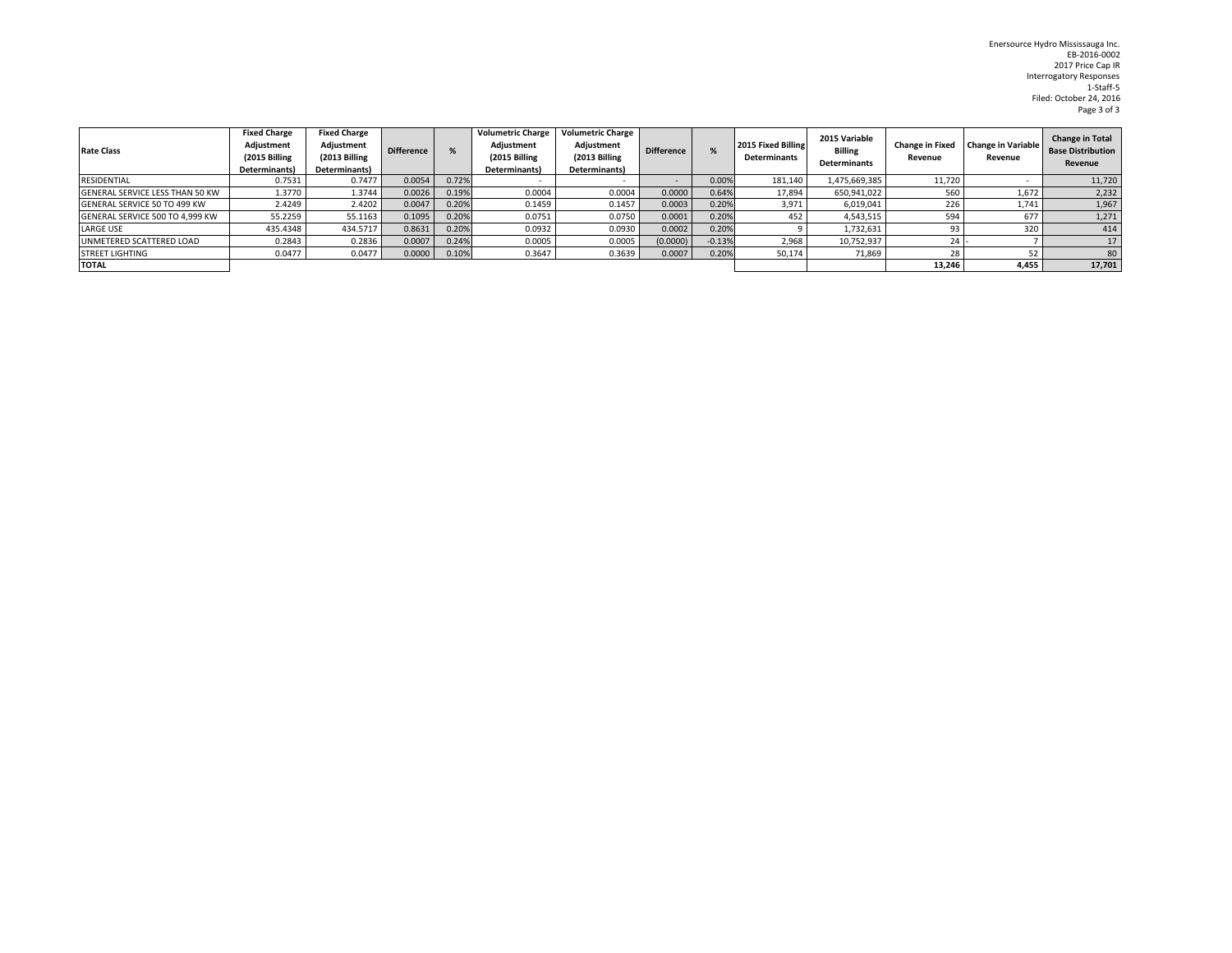| Rate Class | Fixed Charge Adjustment (2015 Billing Determinants) | Fixed Charge Adjustment (2013 Billing Determinants) | Difference | % | Volumetric Charge Adjustment (2015 Billing Determinants) | Volumetric Charge Adjustment (2013 Billing Determinants) | Difference | % | 2015 Fixed Billing Determinants | 2015 Variable Billing Determinants | Change in Fixed Revenue | Change in Variable Revenue | Change in Total Base Distribution Revenue |
|---|---|---|---|---|---|---|---|---|---|---|---|---|---|
| RESIDENTIAL | 0.7531 | 0.7477 | 0.0054 | 0.72% | - | - | - | 0.00% | 181,140 | 1,475,669,385 | 11,720 | - | 11,720 |
| GENERAL SERVICE LESS THAN 50 KW | 1.3770 | 1.3744 | 0.0026 | 0.19% | 0.0004 | 0.0004 | 0.0000 | 0.64% | 17,894 | 650,941,022 | 560 | 1,672 | 2,232 |
| GENERAL SERVICE 50 TO 499 KW | 2.4249 | 2.4202 | 0.0047 | 0.20% | 0.1459 | 0.1457 | 0.0003 | 0.20% | 3,971 | 6,019,041 | 226 | 1,741 | 1,967 |
| GENERAL SERVICE 500 TO 4,999 KW | 55.2259 | 55.1163 | 0.1095 | 0.20% | 0.0751 | 0.0750 | 0.0001 | 0.20% | 452 | 4,543,515 | 594 | 677 | 1,271 |
| LARGE USE | 435.4348 | 434.5717 | 0.8631 | 0.20% | 0.0932 | 0.0930 | 0.0002 | 0.20% | 9 | 1,732,631 | 93 | 320 | 414 |
| UNMETERED SCATTERED LOAD | 0.2843 | 0.2836 | 0.0007 | 0.24% | 0.0005 | 0.0005 | (0.0000) | -0.13% | 2,968 | 10,752,937 | 24 | - 7 | 17 |
| STREET LIGHTING | 0.0477 | 0.0477 | 0.0000 | 0.10% | 0.3647 | 0.3639 | 0.0007 | 0.20% | 50,174 | 71,869 | 28 | 52 | 80 |
| **TOTAL** | | | | | | | | | | | **13,246** | **4,455** | **17,701** |